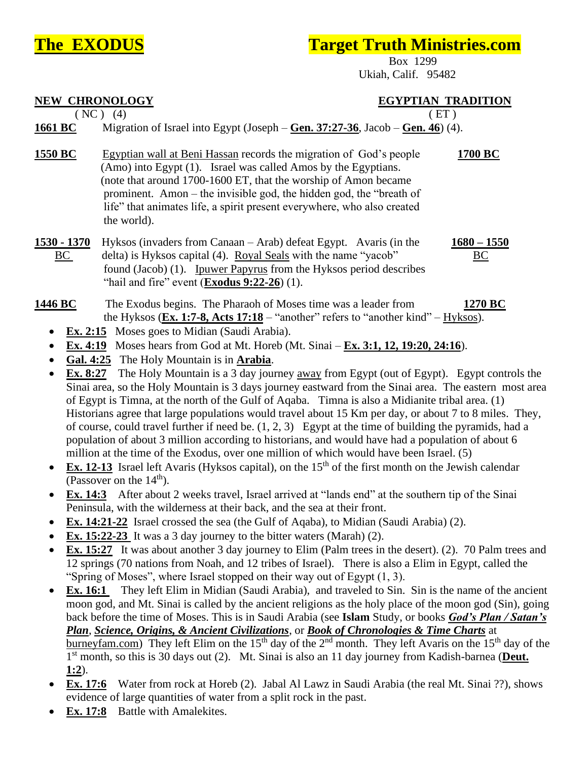# **The EXODUS** **Target Truth Ministries.com**

Box 1299
Ukiah, Calif. 95482

| **NEW CHRONOLOGY** ( NC ) (4) | | **EGYPTIAN TRADITION** ( ET ) |
|---|---|---|
| **1661 BC** | Migration of Israel into Egypt (Joseph – **Gen. 37:27-36**, Jacob – **Gen. 46**) (4). | |
| **1550 BC** | Egyptian wall at Beni Hassan records the migration of God's people (Amo) into Egypt (1). Israel was called Amos by the Egyptians. (note that around 1700-1600 ET, that the worship of Amon became prominent. Amon – the invisible god, the hidden god, the "breath of life" that animates life, a spirit present everywhere, who also created the world). | **1700 BC** |
| **1530 - 1370 BC** | Hyksos (invaders from Canaan – Arab) defeat Egypt. Avaris (in the delta) is Hyksos capital (4). Royal Seals with the name "yacob" found (Jacob) (1). Ipuwer Papyrus from the Hyksos period describes "hail and fire" event (**Exodus 9:22-26**) (1). | **1680 – 1550 BC** |
| **1446 BC** | The Exodus begins. The Pharaoh of Moses time was a leader from the Hyksos (**Ex. 1:7-8, Acts 17:18** – "another" refers to "another kind" – Hyksos). | **1270 BC** |

- **Ex. 2:15** Moses goes to Midian (Saudi Arabia).
- **Ex. 4:19** Moses hears from God at Mt. Horeb (Mt. Sinai – **Ex. 3:1, 12, 19:20, 24:16**).
- **Gal. 4:25** The Holy Mountain is in **Arabia**.
- **Ex. 8:27** The Holy Mountain is a 3 day journey away from Egypt (out of Egypt). Egypt controls the Sinai area, so the Holy Mountain is 3 days journey eastward from the Sinai area. The eastern most area of Egypt is Timna, at the north of the Gulf of Aqaba. Timna is also a Midianite tribal area. (1) Historians agree that large populations would travel about 15 Km per day, or about 7 to 8 miles. They, of course, could travel further if need be. (1, 2, 3) Egypt at the time of building the pyramids, had a population of about 3 million according to historians, and would have had a population of about 6 million at the time of the Exodus, over one million of which would have been Israel. (5)
- **Ex. 12-13** Israel left Avaris (Hyksos capital), on the 15th of the first month on the Jewish calendar (Passover on the 14th).
- **Ex. 14:3** After about 2 weeks travel, Israel arrived at "lands end" at the southern tip of the Sinai Peninsula, with the wilderness at their back, and the sea at their front.
- **Ex. 14:21-22** Israel crossed the sea (the Gulf of Aqaba), to Midian (Saudi Arabia) (2).
- **Ex. 15:22-23** It was a 3 day journey to the bitter waters (Marah) (2).
- **Ex. 15:27** It was about another 3 day journey to Elim (Palm trees in the desert). (2). 70 Palm trees and 12 springs (70 nations from Noah, and 12 tribes of Israel). There is also a Elim in Egypt, called the "Spring of Moses", where Israel stopped on their way out of Egypt (1, 3).
- **Ex. 16:1** They left Elim in Midian (Saudi Arabia), and traveled to Sin. Sin is the name of the ancient moon god, and Mt. Sinai is called by the ancient religions as the holy place of the moon god (Sin), going back before the time of Moses. This is in Saudi Arabia (see **Islam** Study, or books ***God's Plan / Satan's Plan***, ***Science, Origins, & Ancient Civilizations***, or ***Book of Chronologies & Time Charts*** at burneyfam.com) They left Elim on the 15th day of the 2nd month. They left Avaris on the 15th day of the 1st month, so this is 30 days out (2). Mt. Sinai is also an 11 day journey from Kadish-barnea (**Deut. 1:2**).
- **Ex. 17:6** Water from rock at Horeb (2). Jabal Al Lawz in Saudi Arabia (the real Mt. Sinai ??), shows evidence of large quantities of water from a split rock in the past.
- **Ex. 17:8** Battle with Amalekites.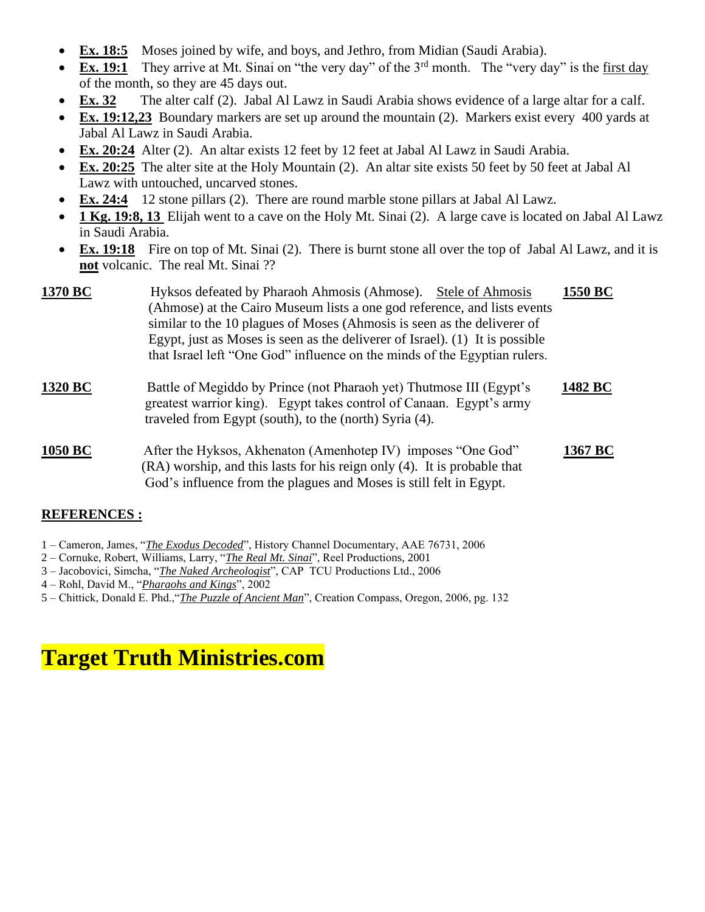- **Ex. 18:5** Moses joined by wife, and boys, and Jethro, from Midian (Saudi Arabia).
- **Ex. 19:1** They arrive at Mt. Sinai on "the very day" of the 3rd month. The "very day" is the first day of the month, so they are 45 days out.
- **Ex. 32** The alter calf (2). Jabal Al Lawz in Saudi Arabia shows evidence of a large altar for a calf.
- **Ex. 19:12,23** Boundary markers are set up around the mountain (2). Markers exist every 400 yards at Jabal Al Lawz in Saudi Arabia.
- **Ex. 20:24** Alter (2). An altar exists 12 feet by 12 feet at Jabal Al Lawz in Saudi Arabia.
- **Ex. 20:25** The alter site at the Holy Mountain (2). An altar site exists 50 feet by 50 feet at Jabal Al Lawz with untouched, uncarved stones.
- **Ex. 24:4** 12 stone pillars (2). There are round marble stone pillars at Jabal Al Lawz.
- **1 Kg. 19:8, 13** Elijah went to a cave on the Holy Mt. Sinai (2). A large cave is located on Jabal Al Lawz in Saudi Arabia.
- **Ex. 19:18** Fire on top of Mt. Sinai (2). There is burnt stone all over the top of Jabal Al Lawz, and it is **not** volcanic. The real Mt. Sinai ??

| | | |
|---|---|---|
| **1370 BC** | Hyksos defeated by Pharaoh Ahmosis (Ahmose). Stele of Ahmosis (Ahmose) at the Cairo Museum lists a one god reference, and lists events similar to the 10 plagues of Moses (Ahmosis is seen as the deliverer of Egypt, just as Moses is seen as the deliverer of Israel). (1) It is possible that Israel left "One God" influence on the minds of the Egyptian rulers. | **1550 BC** |
| **1320 BC** | Battle of Megiddo by Prince (not Pharaoh yet) Thutmose III (Egypt's greatest warrior king). Egypt takes control of Canaan. Egypt's army traveled from Egypt (south), to the (north) Syria (4). | **1482 BC** |
| **1050 BC** | After the Hyksos, Akhenaton (Amenhotep IV) imposes "One God" (RA) worship, and this lasts for his reign only (4). It is probable that God's influence from the plagues and Moses is still felt in Egypt. | **1367 BC** |

## REFERENCES :

1 – Cameron, James, "*The Exodus Decoded*", History Channel Documentary, AAE 76731, 2006
2 – Cornuke, Robert, Williams, Larry, "*The Real Mt. Sinai*", Reel Productions, 2001
3 – Jacobovici, Simcha, "*The Naked Archeologist*", CAP TCU Productions Ltd., 2006
4 – Rohl, David M., "*Pharaohs and Kings*", 2002
5 – Chittick, Donald E. Phd.,"*The Puzzle of Ancient Man*", Creation Compass, Oregon, 2006, pg. 132

# Target Truth Ministries.com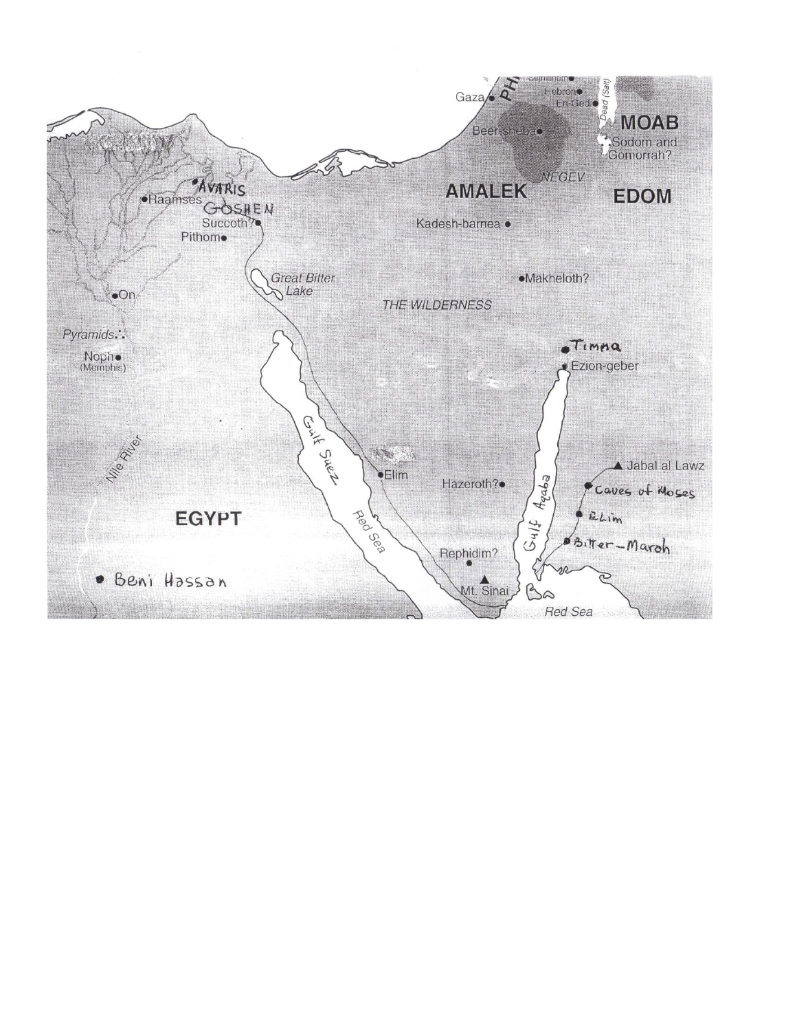Bethlehem
Hebron
En-Gedi
Dead (Salt)
Gaza
PHI
MOAB
Beer-sheba
Sodom and Gomorrah?
NEGEV
AMALEK
EDOM
AVARIS
Raamses
GOSHEN
Succoth?
Pithom
Kadesh-barnea
Great Bitter Lake
Makheloth?
THE WILDERNESS
On
Pyramids
Noph (Memphis)
Timna
Ezion-geber
Gulf Suez
Elim
Jabal al Lawz
Caves of Moses
Hazeroth?
Nile River
EGYPT
Red Sea
Gulf Aqaba
Elim
Bitter—Marah
Rephidim?
Beni Hassan
Mt. Sinai
Red Sea